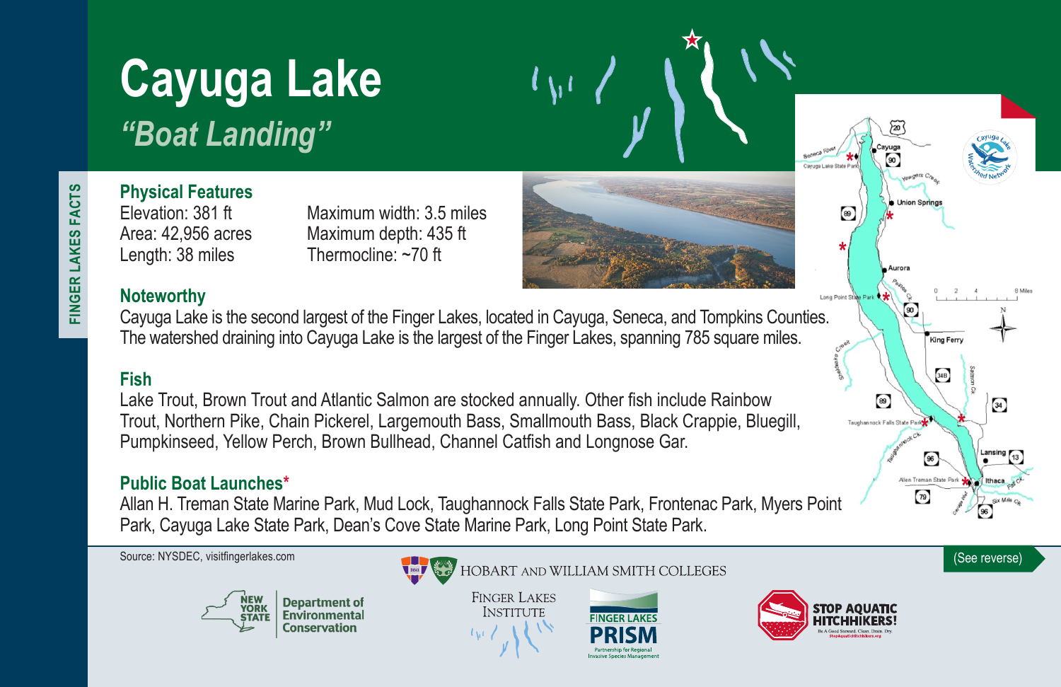FINGER LAKES FACTS

# Cayuga Lake

## *"Boat Landing"*

### Physical Features

Elevation: 381 ft
Area: 42,956 acres
Length: 38 miles

Maximum width: 3.5 miles
Maximum depth: 435 ft
Thermocline: ~70 ft

### Noteworthy

Cayuga Lake is the second largest of the Finger Lakes, located in Cayuga, Seneca, and Tompkins Counties. The watershed draining into Cayuga Lake is the largest of the Finger Lakes, spanning 785 square miles.

### Fish

Lake Trout, Brown Trout and Atlantic Salmon are stocked annually. Other fish include Rainbow Trout, Northern Pike, Chain Pickerel, Largemouth Bass, Smallmouth Bass, Black Crappie, Bluegill, Pumpkinseed, Yellow Perch, Brown Bullhead, Channel Catfish and Longnose Gar.

### Public Boat Launches*

Allan H. Treman State Marine Park, Mud Lock, Taughannock Falls State Park, Frontenac Park, Myers Point Park, Cayuga Lake State Park, Dean's Cove State Marine Park, Long Point State Park.

Source: NYSDEC, visitfingerlakes.com

(See reverse)

New York State Department of Environmental Conservation

Hobart and William Smith Colleges

Finger Lakes Institute

Finger Lakes PRISM — Partnership for Regional Invasive Species Management

STOP AQUATIC HITCHHIKERS! Be A Good Steward. Clean. Drain. Dry. StopAquaticHitchhikers.org

Cayuga Lake Watershed Network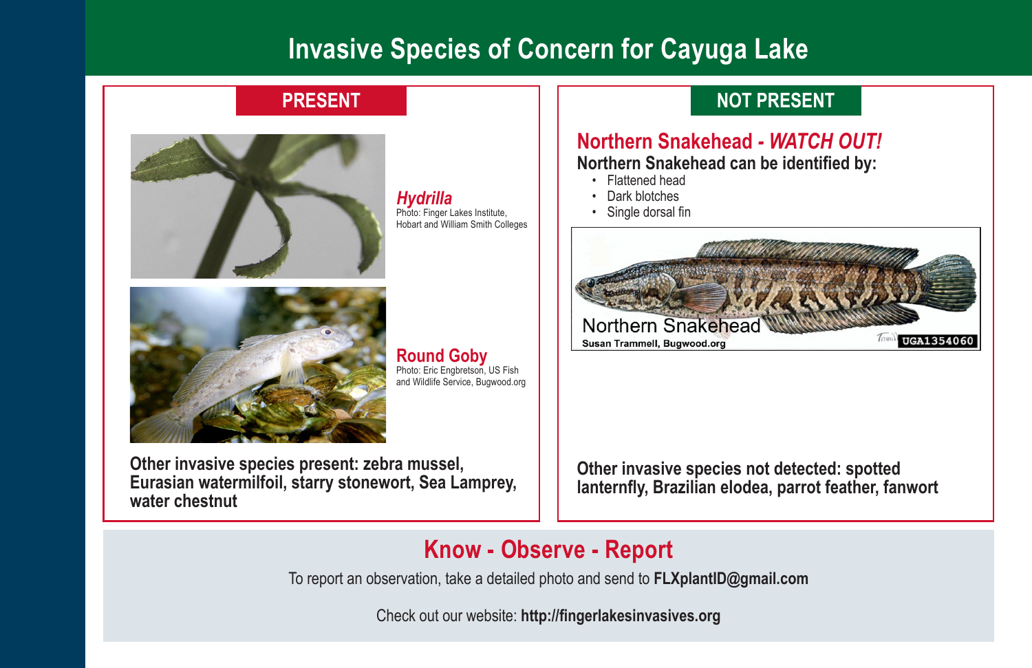# Invasive Species of Concern for Cayuga Lake

## PRESENT

***Hydrilla***
Photo: Finger Lakes Institute, Hobart and William Smith Colleges

**Round Goby**
Photo: Eric Engbretson, US Fish and Wildlife Service, Bugwood.org

**Other invasive species present: zebra mussel, Eurasian watermilfoil, starry stonewort, Sea Lamprey, water chestnut**

## NOT PRESENT

### Northern Snakehead - *WATCH OUT!*

**Northern Snakehead can be identified by:**

- Flattened head
- Dark blotches
- Single dorsal fin

Northern Snakehead
Susan Trammell, Bugwood.org
UGA1354060

**Other invasive species not detected: spotted lanternfly, Brazilian elodea, parrot feather, fanwort**

## Know - Observe - Report

To report an observation, take a detailed photo and send to **FLXplantID@gmail.com**

Check out our website: **http://fingerlakesinvasives.org**